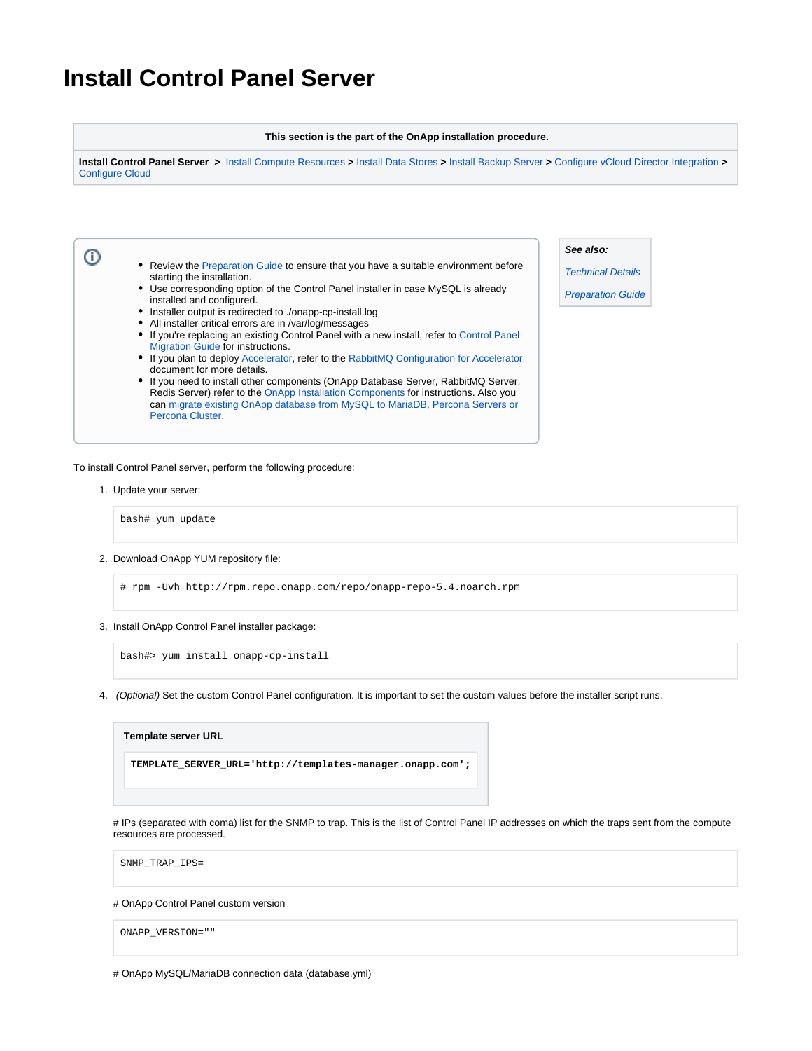# Install Control Panel Server

| This section is the part of the OnApp installation procedure. |
|---|
| **Install Control Panel Server** > Install Compute Resources > Install Data Stores > Install Backup Server > Configure vCloud Director Integration > Configure Cloud |

- Review the Preparation Guide to ensure that you have a suitable environment before starting the installation.
- Use corresponding option of the Control Panel installer in case MySQL is already installed and configured.
- Installer output is redirected to ./onapp-cp-install.log
- All installer critical errors are in /var/log/messages
- If you're replacing an existing Control Panel with a new install, refer to Control Panel Migration Guide for instructions.
- If you plan to deploy Accelerator, refer to the RabbitMQ Configuration for Accelerator document for more details.
- If you need to install other components (OnApp Database Server, RabbitMQ Server, Redis Server) refer to the OnApp Installation Components for instructions. Also you can migrate existing OnApp database from MySQL to MariaDB, Percona Servers or Percona Cluster.

***See also:***

*Technical Details*

*Preparation Guide*

To install Control Panel server, perform the following procedure:

1. Update your server:

```
bash# yum update
```

2. Download OnApp YUM repository file:

```
# rpm -Uvh http://rpm.repo.onapp.com/repo/onapp-repo-5.4.noarch.rpm
```

3. Install OnApp Control Panel installer package:

```
bash#> yum install onapp-cp-install
```

4. *(Optional)* Set the custom Control Panel configuration. It is important to set the custom values before the installer script runs.

**Template server URL**

```
TEMPLATE_SERVER_URL='http://templates-manager.onapp.com';
```

# IPs (separated with coma) list for the SNMP to trap. This is the list of Control Panel IP addresses on which the traps sent from the compute resources are processed.

```
SNMP_TRAP_IPS=
```

# OnApp Control Panel custom version

```
ONAPP_VERSION=""
```

# OnApp MySQL/MariaDB connection data (database.yml)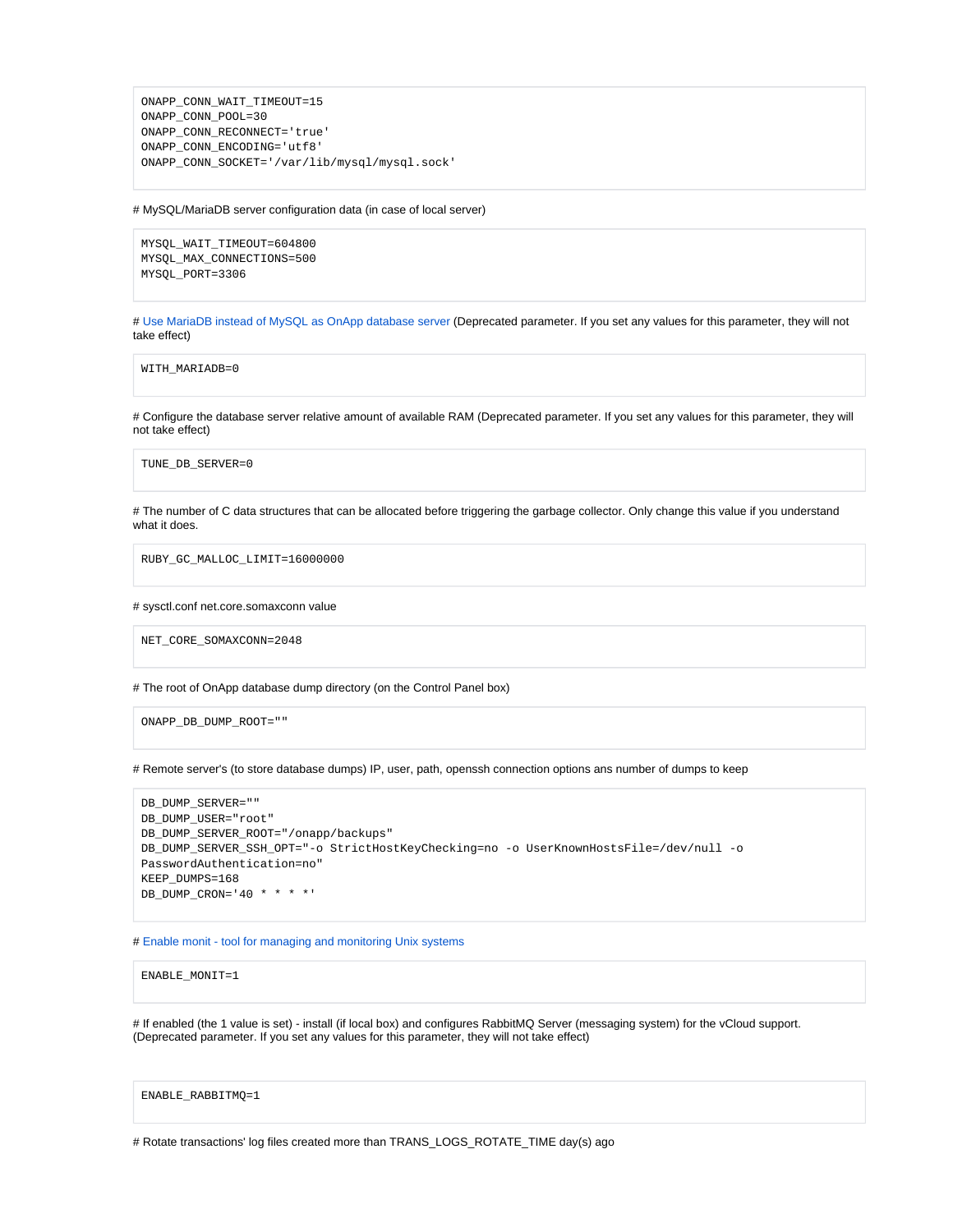```
ONAPP_CONN_WAIT_TIMEOUT=15
ONAPP_CONN_POOL=30
ONAPP_CONN_RECONNECT='true'
ONAPP_CONN_ENCODING='utf8'
ONAPP_CONN_SOCKET='/var/lib/mysql/mysql.sock'
```

# MySQL/MariaDB server configuration data (in case of local server)

```
MYSQL_WAIT_TIMEOUT=604800
MYSQL_MAX_CONNECTIONS=500
MYSQL_PORT=3306
```

# Use MariaDB instead of MySQL as OnApp database server (Deprecated parameter. If you set any values for this parameter, they will not take effect)

```
WITH_MARIADB=0
```

# Configure the database server relative amount of available RAM (Deprecated parameter. If you set any values for this parameter, they will not take effect)

```
TUNE_DB_SERVER=0
```

# The number of C data structures that can be allocated before triggering the garbage collector. Only change this value if you understand what it does.

```
RUBY_GC_MALLOC_LIMIT=16000000
```

# sysctl.conf net.core.somaxconn value

```
NET_CORE_SOMAXCONN=2048
```

# The root of OnApp database dump directory (on the Control Panel box)

```
ONAPP_DB_DUMP_ROOT=""
```

# Remote server's (to store database dumps) IP, user, path, openssh connection options ans number of dumps to keep

```
DB_DUMP_SERVER=""
DB_DUMP_USER="root"
DB_DUMP_SERVER_ROOT="/onapp/backups"
DB_DUMP_SERVER_SSH_OPT="-o StrictHostKeyChecking=no -o UserKnownHostsFile=/dev/null -o
PasswordAuthentication=no"
KEEP_DUMPS=168
DB_DUMP_CRON='40 * * * *'
```

# Enable monit - tool for managing and monitoring Unix systems

```
ENABLE_MONIT=1
```

# If enabled (the 1 value is set) - install (if local box) and configures RabbitMQ Server (messaging system) for the vCloud support. (Deprecated parameter. If you set any values for this parameter, they will not take effect)

```
ENABLE_RABBITMQ=1
```

# Rotate transactions' log files created more than TRANS_LOGS_ROTATE_TIME day(s) ago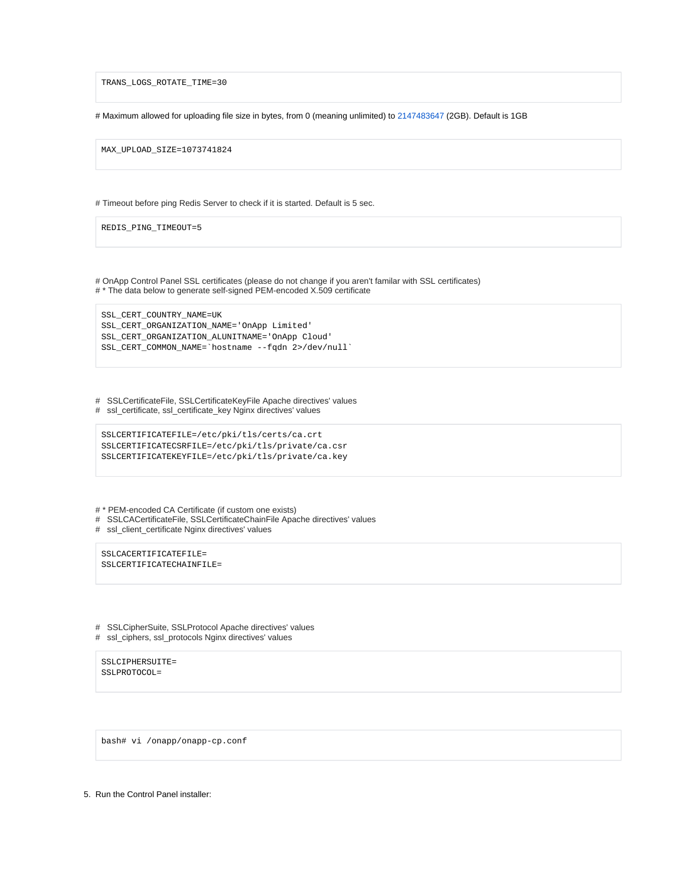```
TRANS_LOGS_ROTATE_TIME=30
```

# Maximum allowed for uploading file size in bytes, from 0 (meaning unlimited) to 2147483647 (2GB). Default is 1GB

```
MAX_UPLOAD_SIZE=1073741824
```

# Timeout before ping Redis Server to check if it is started. Default is 5 sec.

```
REDIS_PING_TIMEOUT=5
```

# OnApp Control Panel SSL certificates (please do not change if you aren't familar with SSL certificates)
# * The data below to generate self-signed PEM-encoded X.509 certificate

```
SSL_CERT_COUNTRY_NAME=UK
SSL_CERT_ORGANIZATION_NAME='OnApp Limited'
SSL_CERT_ORGANIZATION_ALUNITNAME='OnApp Cloud'
SSL_CERT_COMMON_NAME=`hostname --fqdn 2>/dev/null`
```

#   SSLCertificateFile, SSLCertificateKeyFile Apache directives' values
#   ssl_certificate, ssl_certificate_key Nginx directives' values

```
SSLCERTIFICATEFILE=/etc/pki/tls/certs/ca.crt
SSLCERTIFICATECSRFILE=/etc/pki/tls/private/ca.csr
SSLCERTIFICATEKEYFILE=/etc/pki/tls/private/ca.key
```

# * PEM-encoded CA Certificate (if custom one exists)
#   SSLCACertificateFile, SSLCertificateChainFile Apache directives' values
#   ssl_client_certificate Nginx directives' values

```
SSLCACERTIFICATEFILE=
SSLCERTIFICATECHAINFILE=
```

#   SSLCipherSuite, SSLProtocol Apache directives' values
#   ssl_ciphers, ssl_protocols Nginx directives' values

```
SSLCIPHERSUITE=
SSLPROTOCOL=
```

```
bash# vi /onapp/onapp-cp.conf
```

5. Run the Control Panel installer: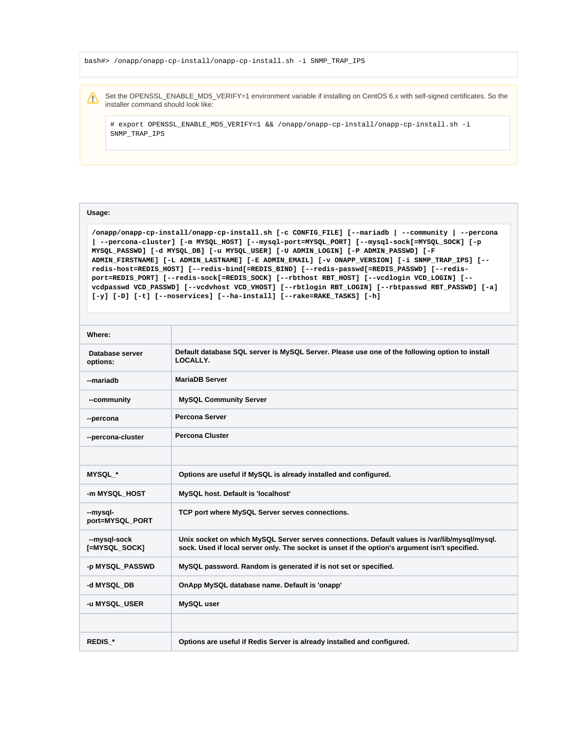```
bash#> /onapp/onapp-cp-install/onapp-cp-install.sh -i SNMP_TRAP_IPS
```

> ⚠ Set the OPENSSL_ENABLE_MD5_VERIFY=1 environment variable if installing on CentOS 6.x with self-signed certificates. So the installer command should look like:
>
> ```
> # export OPENSSL_ENABLE_MD5_VERIFY=1 && /onapp/onapp-cp-install/onapp-cp-install.sh -i SNMP_TRAP_IPS
> ```

**Usage:**

```
/onapp/onapp-cp-install/onapp-cp-install.sh [-c CONFIG_FILE] [--mariadb | --community | --percona | --percona-cluster] [-m MYSQL_HOST] [--mysql-port=MYSQL_PORT] [--mysql-sock[=MYSQL_SOCK] [-p MYSQL_PASSWD] [-d MYSQL_DB] [-u MYSQL_USER] [-U ADMIN_LOGIN] [-P ADMIN_PASSWD] [-F ADMIN_FIRSTNAME] [-L ADMIN_LASTNAME] [-E ADMIN_EMAIL] [-v ONAPP_VERSION] [-i SNMP_TRAP_IPS] [--redis-host=REDIS_HOST] [--redis-bind[=REDIS_BIND] [--redis-passwd[=REDIS_PASSWD] [--redis-port=REDIS_PORT] [--redis-sock[=REDIS_SOCK] [--rbthost RBT_HOST] [--vcdlogin VCD_LOGIN] [--vcdpasswd VCD_PASSWD] [--vcdvhost VCD_VHOST] [--rbtlogin RBT_LOGIN] [--rbtpasswd RBT_PASSWD] [-a] [-y] [-D] [-t] [--noservices] [--ha-install] [--rake=RAKE_TASKS] [-h]
```

| **Where:** | |
|---|---|
| **Database server options:** | **Default database SQL server is MySQL Server. Please use one of the following option to install LOCALLY.** |
| **--mariadb** | **MariaDB Server** |
| **--community** | **MySQL Community Server** |
| **--percona** | **Percona Server** |
| **--percona-cluster** | **Percona Cluster** |
| | |
| **MYSQL_*** | **Options are useful if MySQL is already installed and configured.** |
| **-m MYSQL_HOST** | **MySQL host. Default is 'localhost'** |
| **--mysql-port=MYSQL_PORT** | **TCP port where MySQL Server serves connections.** |
| **--mysql-sock [=MYSQL_SOCK]** | **Unix socket on which MySQL Server serves connections. Default values is /var/lib/mysql/mysql.sock. Used if local server only. The socket is unset if the option's argument isn't specified.** |
| **-p MYSQL_PASSWD** | **MySQL password. Random is generated if is not set or specified.** |
| **-d MYSQL_DB** | **OnApp MySQL database name. Default is 'onapp'** |
| **-u MYSQL_USER** | **MySQL user** |
| | |
| **REDIS_*** | **Options are useful if Redis Server is already installed and configured.** |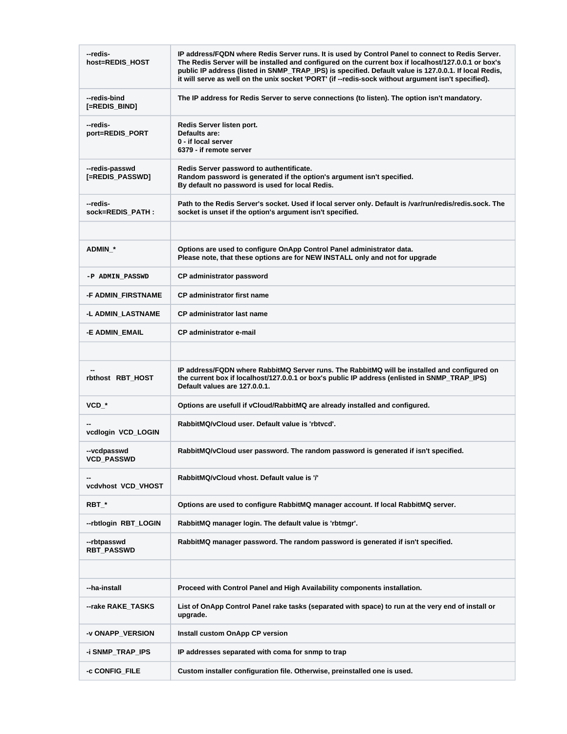| | |
|---|---|
| --redis-host=REDIS_HOST | IP address/FQDN where Redis Server runs. It is used by Control Panel to connect to Redis Server. The Redis Server will be installed and configured on the current box if localhost/127.0.0.1 or box's public IP address (listed in SNMP_TRAP_IPS) is specified. Default value is 127.0.0.1. If local Redis, it will serve as well on the unix socket 'PORT' (if --redis-sock without argument isn't specified). |
| --redis-bind [=REDIS_BIND] | The IP address for Redis Server to serve connections (to listen). The option isn't mandatory. |
| --redis-port=REDIS_PORT | Redis Server listen port.<br>Defaults are:<br>0 - if local server<br>6379 - if remote server |
| --redis-passwd [=REDIS_PASSWD] | Redis Server password to authentificate.<br>Random password is generated if the option's argument isn't specified.<br>By default no password is used for local Redis. |
| --redis-sock=REDIS_PATH : | Path to the Redis Server's socket. Used if local server only. Default is /var/run/redis/redis.sock. The socket is unset if the option's argument isn't specified. |
| | |
| ADMIN_* | Options are used to configure OnApp Control Panel administrator data.<br>Please note, that these options are for NEW INSTALL only and not for upgrade |
| -P ADMIN_PASSWD | CP administrator password |
| -F ADMIN_FIRSTNAME | CP administrator first name |
| -L ADMIN_LASTNAME | CP administrator last name |
| -E ADMIN_EMAIL | CP administrator e-mail |
| | |
| --rbthost RBT_HOST | IP address/FQDN where RabbitMQ Server runs. The RabbitMQ will be installed and configured on the current box if localhost/127.0.0.1 or box's public IP address (enlisted in SNMP_TRAP_IPS) Default values are 127.0.0.1. |
| VCD_* | Options are usefull if vCloud/RabbitMQ are already installed and configured. |
| --vcdlogin VCD_LOGIN | RabbitMQ/vCloud user. Default value is 'rbtvcd'. |
| --vcdpasswd VCD_PASSWD | RabbitMQ/vCloud user password. The random password is generated if isn't specified. |
| --vcdvhost VCD_VHOST | RabbitMQ/vCloud vhost. Default value is '/' |
| RBT_* | Options are used to configure RabbitMQ manager account. If local RabbitMQ server. |
| --rbtlogin RBT_LOGIN | RabbitMQ manager login. The default value is 'rbtmgr'. |
| --rbtpasswd RBT_PASSWD | RabbitMQ manager password. The random password is generated if isn't specified. |
| | |
| --ha-install | Proceed with Control Panel and High Availability components installation. |
| --rake RAKE_TASKS | List of OnApp Control Panel rake tasks (separated with space) to run at the very end of install or upgrade. |
| -v ONAPP_VERSION | Install custom OnApp CP version |
| -i SNMP_TRAP_IPS | IP addresses separated with coma for snmp to trap |
| -c CONFIG_FILE | Custom installer configuration file. Otherwise, preinstalled one is used. |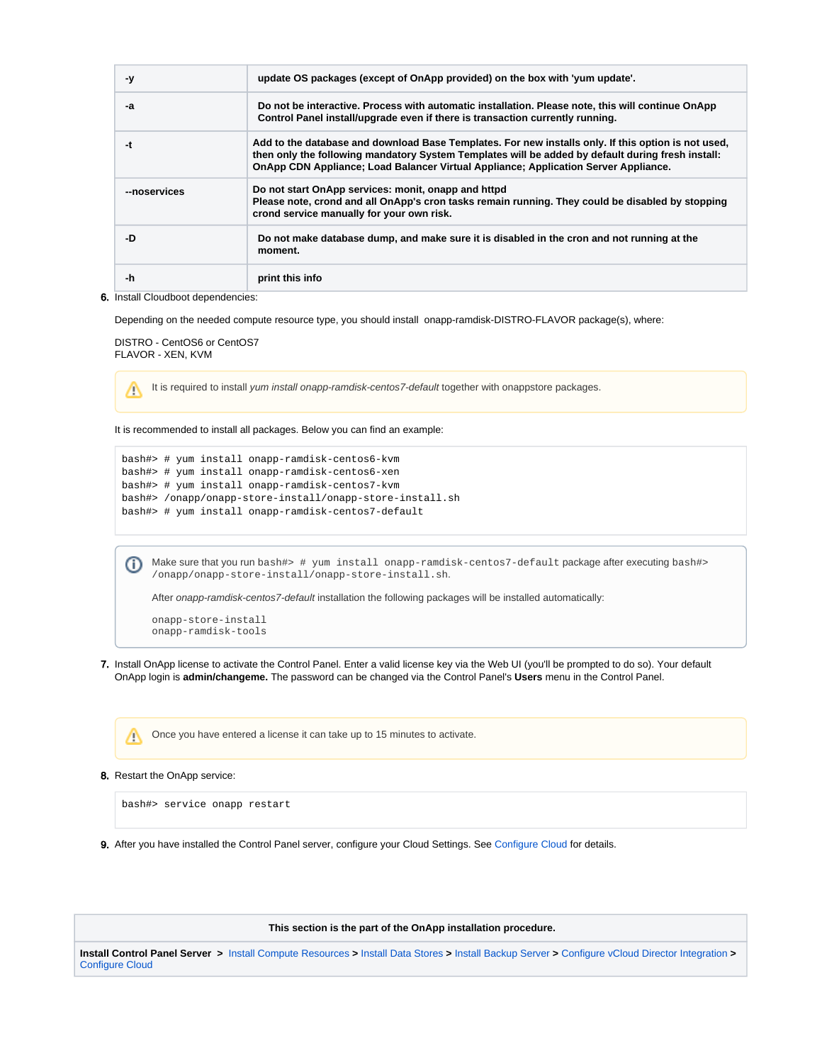| | |
|---|---|
| **-y** | **update OS packages (except of OnApp provided) on the box with 'yum update'.** |
| **-a** | **Do not be interactive. Process with automatic installation. Please note, this will continue OnApp Control Panel install/upgrade even if there is transaction currently running.** |
| **-t** | **Add to the database and download Base Templates. For new installs only. If this option is not used, then only the following mandatory System Templates will be added by default during fresh install: OnApp CDN Appliance; Load Balancer Virtual Appliance; Application Server Appliance.** |
| **--noservices** | **Do not start OnApp services: monit, onapp and httpd**<br>**Please note, crond and all OnApp's cron tasks remain running. They could be disabled by stopping crond service manually for your own risk.** |
| **-D** | **Do not make database dump, and make sure it is disabled in the cron and not running at the moment.** |
| **-h** | **print this info** |

6. Install Cloudboot dependencies:

   Depending on the needed compute resource type, you should install onapp-ramdisk-DISTRO-FLAVOR package(s), where:

   DISTRO - CentOS6 or CentOS7
   FLAVOR - XEN, KVM

   > It is required to install *yum install onapp-ramdisk-centos7-default* together with onappstore packages.

   It is recommended to install all packages. Below you can find an example:

   ```
   bash#> # yum install onapp-ramdisk-centos6-kvm
   bash#> # yum install onapp-ramdisk-centos6-xen
   bash#> # yum install onapp-ramdisk-centos7-kvm
   bash#> /onapp/onapp-store-install/onapp-store-install.sh
   bash#> # yum install onapp-ramdisk-centos7-default
   ```

   > Make sure that you run `bash#> # yum install onapp-ramdisk-centos7-default` package after executing `bash#> /onapp/onapp-store-install/onapp-store-install.sh`.
   >
   > After *onapp-ramdisk-centos7-default* installation the following packages will be installed automatically:
   >
   > ```
   > onapp-store-install
   > onapp-ramdisk-tools
   > ```

7. Install OnApp license to activate the Control Panel. Enter a valid license key via the Web UI (you'll be prompted to do so). Your default OnApp login is **admin/changeme.** The password can be changed via the Control Panel's **Users** menu in the Control Panel.

   > Once you have entered a license it can take up to 15 minutes to activate.

8. Restart the OnApp service:

   ```
   bash#> service onapp restart
   ```

9. After you have installed the Control Panel server, configure your Cloud Settings. See Configure Cloud for details.

| **This section is the part of the OnApp installation procedure.** |
|---|
| **Install Control Panel Server** > Install Compute Resources > Install Data Stores > Install Backup Server > Configure vCloud Director Integration > Configure Cloud |